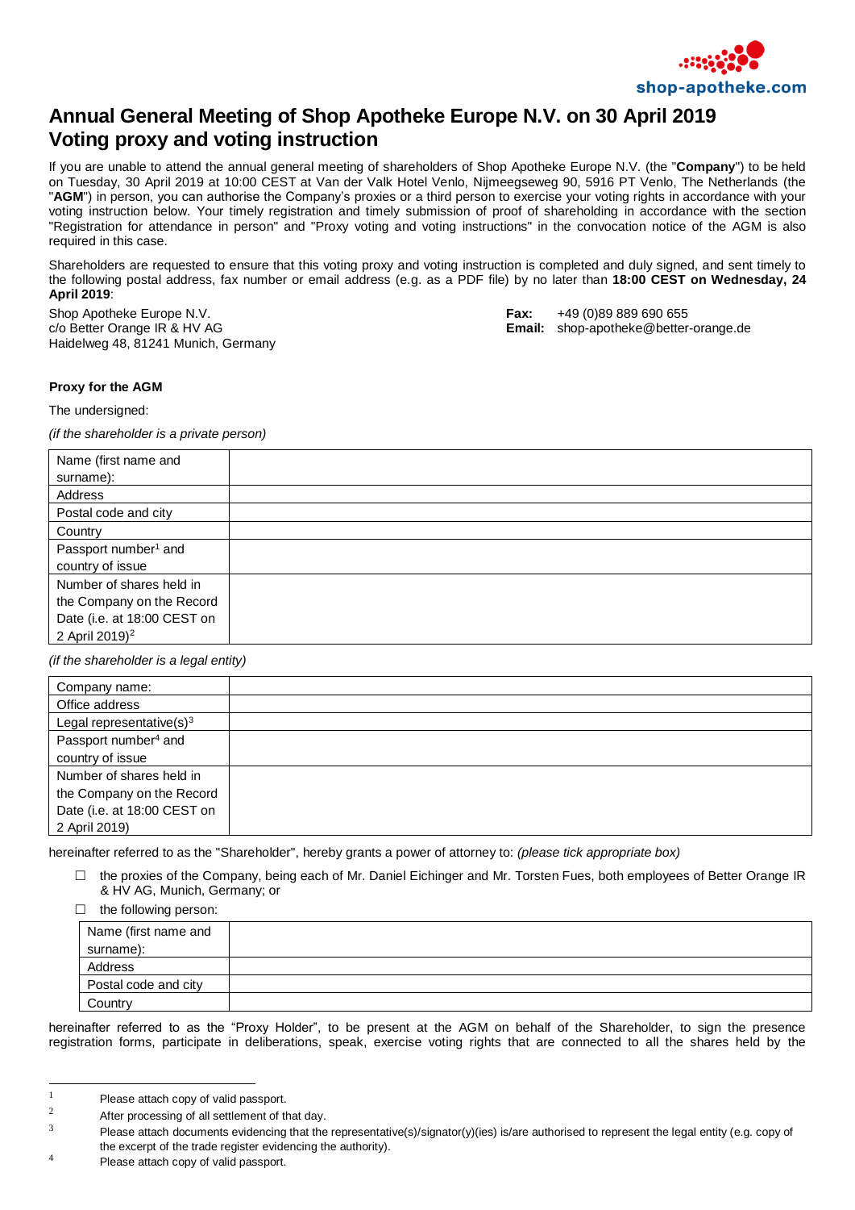# Annual General Meeting of Shop Apotheke Europe N.V. on 30 April 2019
# Voting proxy and voting instruction

If you are unable to attend the annual general meeting of shareholders of Shop Apotheke Europe N.V. (the "**Company**") to be held on Tuesday, 30 April 2019 at 10:00 CEST at Van der Valk Hotel Venlo, Nijmeegseweg 90, 5916 PT Venlo, The Netherlands (the "**AGM**") in person, you can authorise the Company's proxies or a third person to exercise your voting rights in accordance with your voting instruction below. Your timely registration and timely submission of proof of shareholding in accordance with the section "Registration for attendance in person" and "Proxy voting and voting instructions" in the convocation notice of the AGM is also required in this case.

Shareholders are requested to ensure that this voting proxy and voting instruction is completed and duly signed, and sent timely to the following postal address, fax number or email address (e.g. as a PDF file) by no later than **18:00 CEST on Wednesday, 24 April 2019**:

Shop Apotheke Europe N.V.
c/o Better Orange IR & HV AG
Haidelweg 48, 81241 Munich, Germany

**Fax:** +49 (0)89 889 690 655
**Email:** shop-apotheke@better-orange.de

**Proxy for the AGM**

The undersigned:

*(if the shareholder is a private person)*

| | |
|---|---|
| Name (first name and surname): | |
| Address | |
| Postal code and city | |
| Country | |
| Passport number[1] and country of issue | |
| Number of shares held in the Company on the Record Date (i.e. at 18:00 CEST on 2 April 2019)[2] | |

*(if the shareholder is a legal entity)*

| | |
|---|---|
| Company name: | |
| Office address | |
| Legal representative(s)[3] | |
| Passport number[4] and country of issue | |
| Number of shares held in the Company on the Record Date (i.e. at 18:00 CEST on 2 April 2019) | |

hereinafter referred to as the "Shareholder", hereby grants a power of attorney to: *(please tick appropriate box)*

☐ the proxies of the Company, being each of Mr. Daniel Eichinger and Mr. Torsten Fues, both employees of Better Orange IR & HV AG, Munich, Germany; or

☐ the following person:

| | |
|---|---|
| Name (first name and surname): | |
| Address | |
| Postal code and city | |
| Country | |

hereinafter referred to as the "Proxy Holder", to be present at the AGM on behalf of the Shareholder, to sign the presence registration forms, participate in deliberations, speak, exercise voting rights that are connected to all the shares held by the

---

[1] Please attach copy of valid passport.

[2] After processing of all settlement of that day.

[3] Please attach documents evidencing that the representative(s)/signator(y)(ies) is/are authorised to represent the legal entity (e.g. copy of the excerpt of the trade register evidencing the authority).

[4] Please attach copy of valid passport.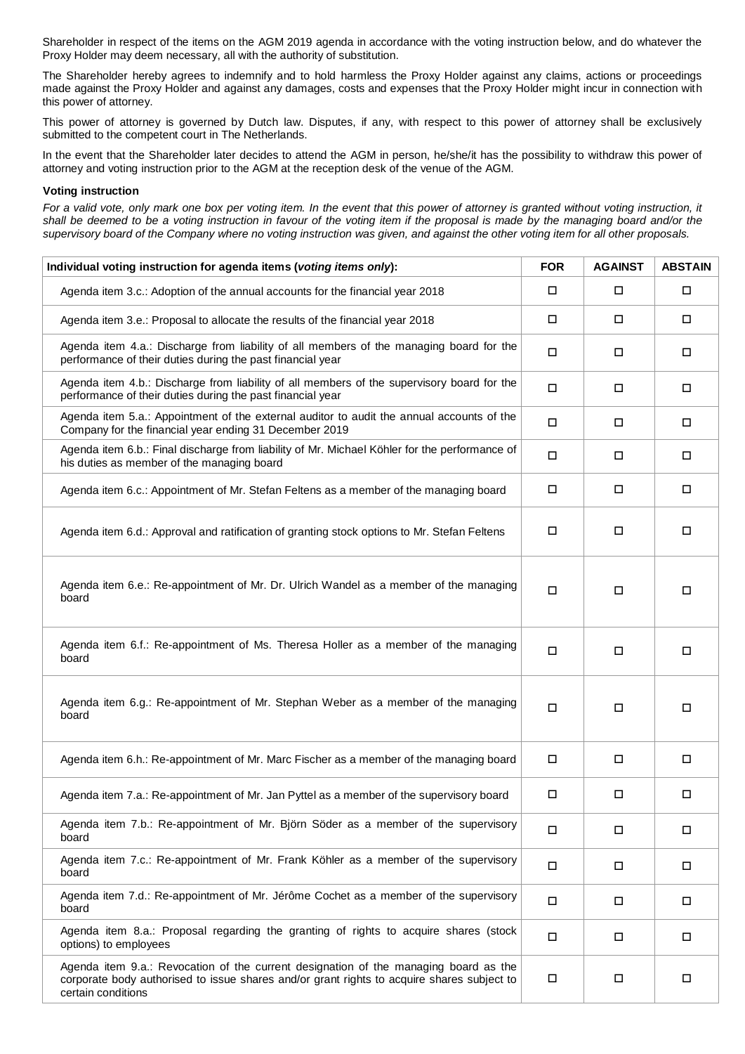Shareholder in respect of the items on the AGM 2019 agenda in accordance with the voting instruction below, and do whatever the Proxy Holder may deem necessary, all with the authority of substitution.

The Shareholder hereby agrees to indemnify and to hold harmless the Proxy Holder against any claims, actions or proceedings made against the Proxy Holder and against any damages, costs and expenses that the Proxy Holder might incur in connection with this power of attorney.

This power of attorney is governed by Dutch law. Disputes, if any, with respect to this power of attorney shall be exclusively submitted to the competent court in The Netherlands.

In the event that the Shareholder later decides to attend the AGM in person, he/she/it has the possibility to withdraw this power of attorney and voting instruction prior to the AGM at the reception desk of the venue of the AGM.

**Voting instruction**

*For a valid vote, only mark one box per voting item. In the event that this power of attorney is granted without voting instruction, it shall be deemed to be a voting instruction in favour of the voting item if the proposal is made by the managing board and/or the supervisory board of the Company where no voting instruction was given, and against the other voting item for all other proposals.*

| **Individual voting instruction for agenda items (*voting items only*):** | **FOR** | **AGAINST** | **ABSTAIN** |
|---|---|---|---|
| Agenda item 3.c.: Adoption of the annual accounts for the financial year 2018 | ☐ | ☐ | ☐ |
| Agenda item 3.e.: Proposal to allocate the results of the financial year 2018 | ☐ | ☐ | ☐ |
| Agenda item 4.a.: Discharge from liability of all members of the managing board for the performance of their duties during the past financial year | ☐ | ☐ | ☐ |
| Agenda item 4.b.: Discharge from liability of all members of the supervisory board for the performance of their duties during the past financial year | ☐ | ☐ | ☐ |
| Agenda item 5.a.: Appointment of the external auditor to audit the annual accounts of the Company for the financial year ending 31 December 2019 | ☐ | ☐ | ☐ |
| Agenda item 6.b.: Final discharge from liability of Mr. Michael Köhler for the performance of his duties as member of the managing board | ☐ | ☐ | ☐ |
| Agenda item 6.c.: Appointment of Mr. Stefan Feltens as a member of the managing board | ☐ | ☐ | ☐ |
| Agenda item 6.d.: Approval and ratification of granting stock options to Mr. Stefan Feltens | ☐ | ☐ | ☐ |
| Agenda item 6.e.: Re-appointment of Mr. Dr. Ulrich Wandel as a member of the managing board | ☐ | ☐ | ☐ |
| Agenda item 6.f.: Re-appointment of Ms. Theresa Holler as a member of the managing board | ☐ | ☐ | ☐ |
| Agenda item 6.g.: Re-appointment of Mr. Stephan Weber as a member of the managing board | ☐ | ☐ | ☐ |
| Agenda item 6.h.: Re-appointment of Mr. Marc Fischer as a member of the managing board | ☐ | ☐ | ☐ |
| Agenda item 7.a.: Re-appointment of Mr. Jan Pyttel as a member of the supervisory board | ☐ | ☐ | ☐ |
| Agenda item 7.b.: Re-appointment of Mr. Björn Söder as a member of the supervisory board | ☐ | ☐ | ☐ |
| Agenda item 7.c.: Re-appointment of Mr. Frank Köhler as a member of the supervisory board | ☐ | ☐ | ☐ |
| Agenda item 7.d.: Re-appointment of Mr. Jérôme Cochet as a member of the supervisory board | ☐ | ☐ | ☐ |
| Agenda item 8.a.: Proposal regarding the granting of rights to acquire shares (stock options) to employees | ☐ | ☐ | ☐ |
| Agenda item 9.a.: Revocation of the current designation of the managing board as the corporate body authorised to issue shares and/or grant rights to acquire shares subject to certain conditions | ☐ | ☐ | ☐ |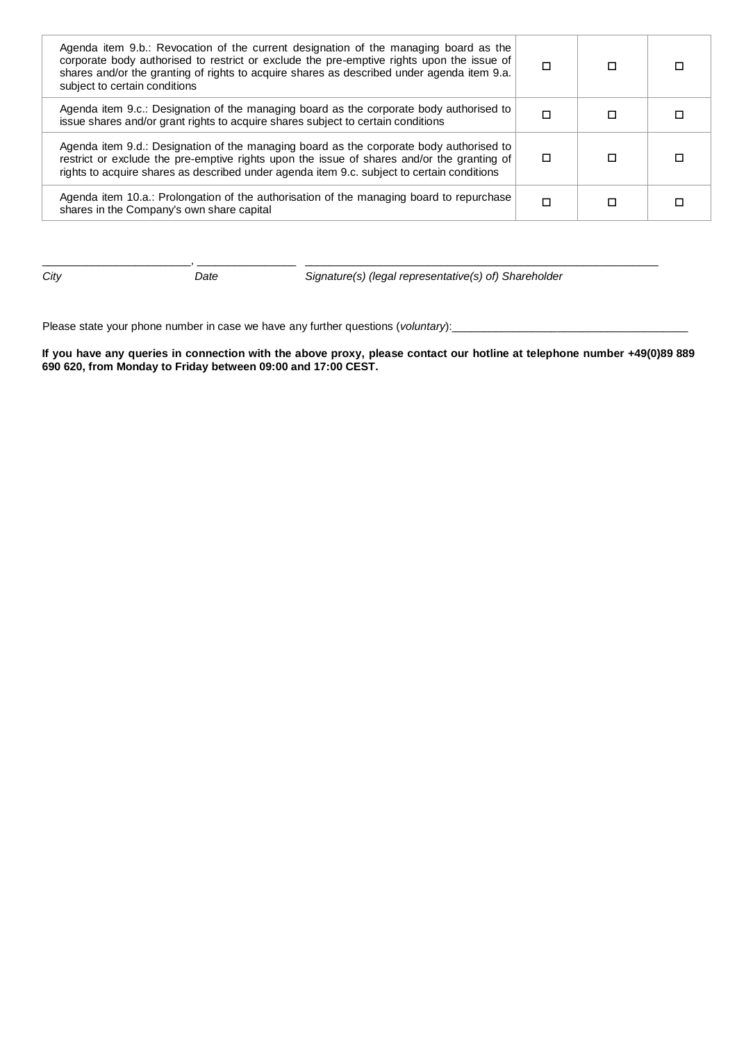| | | | |
|---|---|---|---|
| Agenda item 9.b.: Revocation of the current designation of the managing board as the corporate body authorised to restrict or exclude the pre-emptive rights upon the issue of shares and/or the granting of rights to acquire shares as described under agenda item 9.a. subject to certain conditions | ☐ | ☐ | ☐ |
| Agenda item 9.c.: Designation of the managing board as the corporate body authorised to issue shares and/or grant rights to acquire shares subject to certain conditions | ☐ | ☐ | ☐ |
| Agenda item 9.d.: Designation of the managing board as the corporate body authorised to restrict or exclude the pre-emptive rights upon the issue of shares and/or the granting of rights to acquire shares as described under agenda item 9.c. subject to certain conditions | ☐ | ☐ | ☐ |
| Agenda item 10.a.: Prolongation of the authorisation of the managing board to repurchase shares in the Company's own share capital | ☐ | ☐ | ☐ |

_______________________, _______________ _______________________________________________________

*City* *Date* *Signature(s) (legal representative(s) of) Shareholder*

Please state your phone number in case we have any further questions (*voluntary*):______________________________________

**If you have any queries in connection with the above proxy, please contact our hotline at telephone number +49(0)89 889 690 620, from Monday to Friday between 09:00 and 17:00 CEST.**